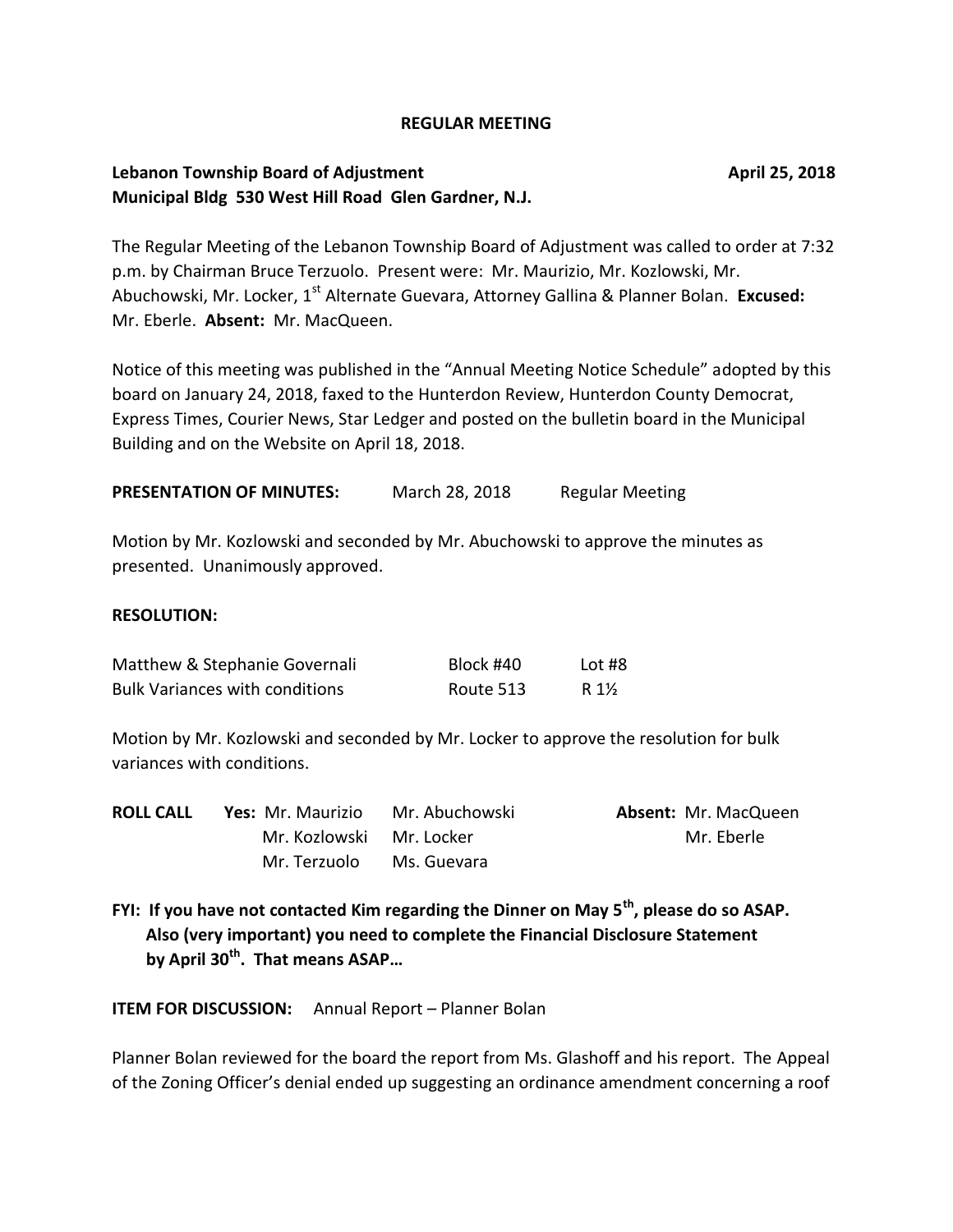**REGULAR MEETING**

**Lebanon Township Board of Adjustment** **April 25, 2018**
**Municipal Bldg 530 West Hill Road Glen Gardner, N.J.**

The Regular Meeting of the Lebanon Township Board of Adjustment was called to order at 7:32 p.m. by Chairman Bruce Terzuolo. Present were: Mr. Maurizio, Mr. Kozlowski, Mr. Abuchowski, Mr. Locker, 1st Alternate Guevara, Attorney Gallina & Planner Bolan. **Excused:** Mr. Eberle. **Absent:** Mr. MacQueen.

Notice of this meeting was published in the "Annual Meeting Notice Schedule" adopted by this board on January 24, 2018, faxed to the Hunterdon Review, Hunterdon County Democrat, Express Times, Courier News, Star Ledger and posted on the bulletin board in the Municipal Building and on the Website on April 18, 2018.

**PRESENTATION OF MINUTES:** March 28, 2018 Regular Meeting

Motion by Mr. Kozlowski and seconded by Mr. Abuchowski to approve the minutes as presented. Unanimously approved.

**RESOLUTION:**

| | | |
|---|---|---|
| Matthew & Stephanie Governali | Block #40 | Lot #8 |
| Bulk Variances with conditions | Route 513 | R 1½ |

Motion by Mr. Kozlowski and seconded by Mr. Locker to approve the resolution for bulk variances with conditions.

| ROLL CALL | | | |
|---|---|---|---|
| **Yes:** Mr. Maurizio | Mr. Abuchowski | **Absent:** Mr. MacQueen | |
| Mr. Kozlowski | Mr. Locker | Mr. Eberle | |
| Mr. Terzuolo | Ms. Guevara | | |

**FYI: If you have not contacted Kim regarding the Dinner on May 5th, please do so ASAP. Also (very important) you need to complete the Financial Disclosure Statement by April 30th. That means ASAP…**

**ITEM FOR DISCUSSION:** Annual Report – Planner Bolan

Planner Bolan reviewed for the board the report from Ms. Glashoff and his report. The Appeal of the Zoning Officer's denial ended up suggesting an ordinance amendment concerning a roof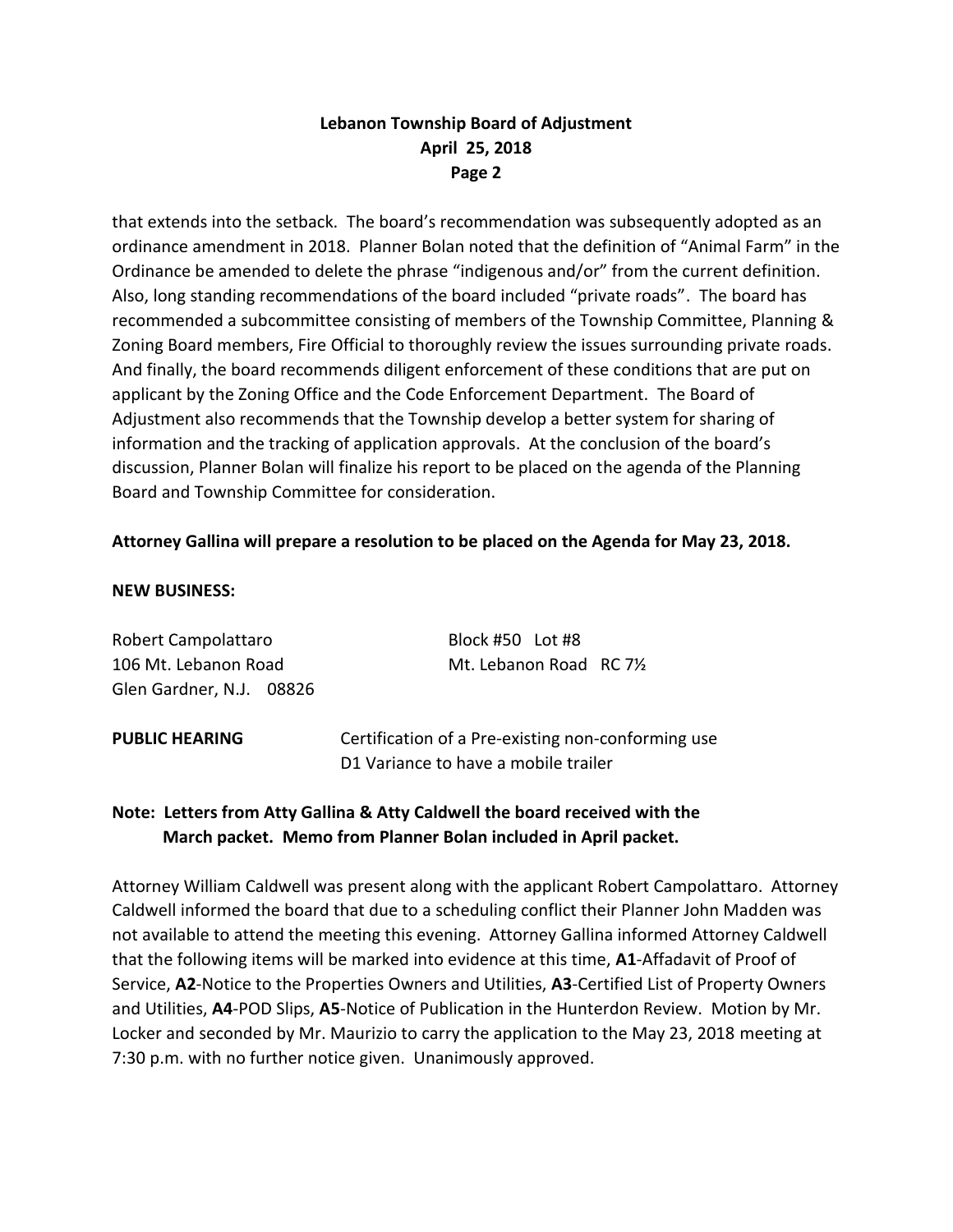that extends into the setback. The board's recommendation was subsequently adopted as an ordinance amendment in 2018. Planner Bolan noted that the definition of "Animal Farm" in the Ordinance be amended to delete the phrase "indigenous and/or" from the current definition. Also, long standing recommendations of the board included "private roads". The board has recommended a subcommittee consisting of members of the Township Committee, Planning & Zoning Board members, Fire Official to thoroughly review the issues surrounding private roads. And finally, the board recommends diligent enforcement of these conditions that are put on applicant by the Zoning Office and the Code Enforcement Department. The Board of Adjustment also recommends that the Township develop a better system for sharing of information and the tracking of application approvals. At the conclusion of the board's discussion, Planner Bolan will finalize his report to be placed on the agenda of the Planning Board and Township Committee for consideration.

**Attorney Gallina will prepare a resolution to be placed on the Agenda for May 23, 2018.**

**NEW BUSINESS:**

Robert Campolattaro — Block #50 Lot #8
106 Mt. Lebanon Road — Mt. Lebanon Road RC 7½
Glen Gardner, N.J. 08826

**PUBLIC HEARING** — Certification of a Pre-existing non-conforming use
D1 Variance to have a mobile trailer

**Note: Letters from Atty Gallina & Atty Caldwell the board received with the March packet. Memo from Planner Bolan included in April packet.**

Attorney William Caldwell was present along with the applicant Robert Campolattaro. Attorney Caldwell informed the board that due to a scheduling conflict their Planner John Madden was not available to attend the meeting this evening. Attorney Gallina informed Attorney Caldwell that the following items will be marked into evidence at this time, **A1**-Affadavit of Proof of Service, **A2**-Notice to the Properties Owners and Utilities, **A3**-Certified List of Property Owners and Utilities, **A4**-POD Slips, **A5**-Notice of Publication in the Hunterdon Review. Motion by Mr. Locker and seconded by Mr. Maurizio to carry the application to the May 23, 2018 meeting at 7:30 p.m. with no further notice given. Unanimously approved.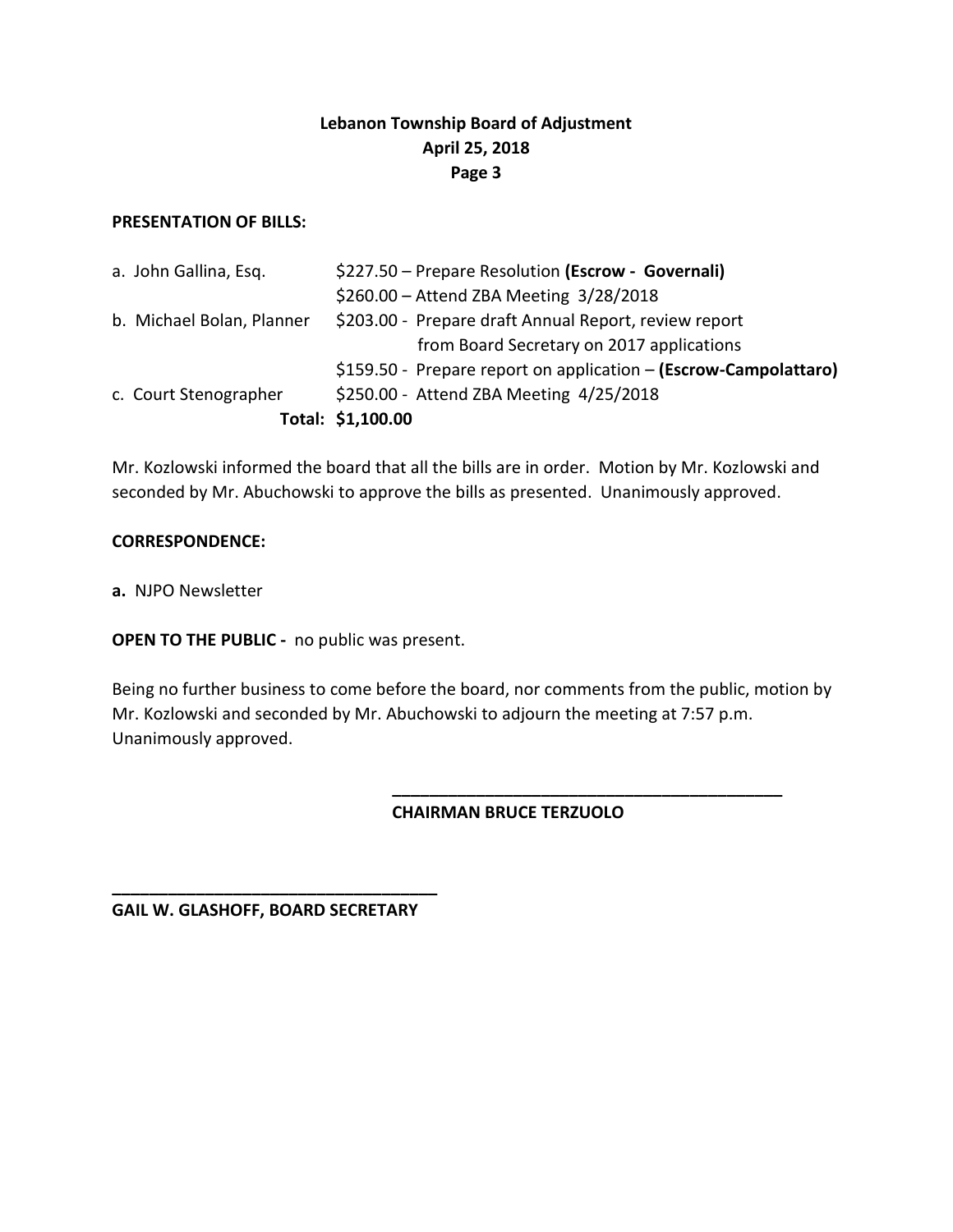**PRESENTATION OF BILLS:**

| | |
|---|---|
| a. John Gallina, Esq. | $227.50 – Prepare Resolution **(Escrow - Governali)** |
| | $260.00 – Attend ZBA Meeting 3/28/2018 |
| b. Michael Bolan, Planner | $203.00 - Prepare draft Annual Report, review report from Board Secretary on 2017 applications |
| | $159.50 - Prepare report on application – **(Escrow-Campolattaro)** |
| c. Court Stenographer | $250.00 - Attend ZBA Meeting 4/25/2018 |
| **Total:** | **$1,100.00** |

Mr. Kozlowski informed the board that all the bills are in order. Motion by Mr. Kozlowski and seconded by Mr. Abuchowski to approve the bills as presented. Unanimously approved.

**CORRESPONDENCE:**

**a.** NJPO Newsletter

**OPEN TO THE PUBLIC -** no public was present.

Being no further business to come before the board, nor comments from the public, motion by Mr. Kozlowski and seconded by Mr. Abuchowski to adjourn the meeting at 7:57 p.m. Unanimously approved.

\_\_\_\_\_\_\_\_\_\_\_\_\_\_\_\_\_\_\_\_\_\_\_\_\_\_\_\_\_\_\_\_\_\_\_\_\_\_\_\_\_\_\_\_

**CHAIRMAN BRUCE TERZUOLO**

\_\_\_\_\_\_\_\_\_\_\_\_\_\_\_\_\_\_\_\_\_\_\_\_\_\_\_\_\_\_\_\_\_\_\_\_

**GAIL W. GLASHOFF, BOARD SECRETARY**